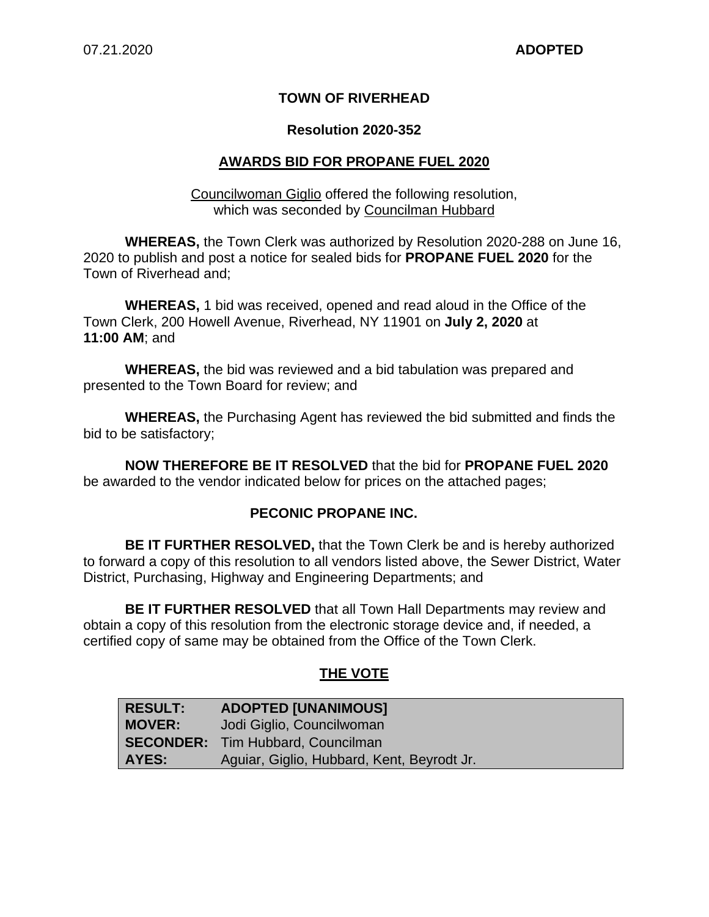07.21.2020 **ADOPTED**

# TOWN OF RIVERHEAD

## Resolution 2020-352

## AWARDS BID FOR PROPANE FUEL 2020

Councilwoman Giglio offered the following resolution, which was seconded by Councilman Hubbard

**WHEREAS,** the Town Clerk was authorized by Resolution 2020-288 on June 16, 2020 to publish and post a notice for sealed bids for **PROPANE FUEL 2020** for the Town of Riverhead and;

**WHEREAS,** 1 bid was received, opened and read aloud in the Office of the Town Clerk, 200 Howell Avenue, Riverhead, NY 11901 on **July 2, 2020** at **11:00 AM**; and

**WHEREAS,** the bid was reviewed and a bid tabulation was prepared and presented to the Town Board for review; and

**WHEREAS,** the Purchasing Agent has reviewed the bid submitted and finds the bid to be satisfactory;

**NOW THEREFORE BE IT RESOLVED** that the bid for **PROPANE FUEL 2020** be awarded to the vendor indicated below for prices on the attached pages;

**PECONIC PROPANE INC.**

**BE IT FURTHER RESOLVED,** that the Town Clerk be and is hereby authorized to forward a copy of this resolution to all vendors listed above, the Sewer District, Water District, Purchasing, Highway and Engineering Departments; and

**BE IT FURTHER RESOLVED** that all Town Hall Departments may review and obtain a copy of this resolution from the electronic storage device and, if needed, a certified copy of same may be obtained from the Office of the Town Clerk.

## THE VOTE

| | |
|---|---|
| **RESULT:** | **ADOPTED [UNANIMOUS]** |
| **MOVER:** | Jodi Giglio, Councilwoman |
| **SECONDER:** | Tim Hubbard, Councilman |
| **AYES:** | Aguiar, Giglio, Hubbard, Kent, Beyrodt Jr. |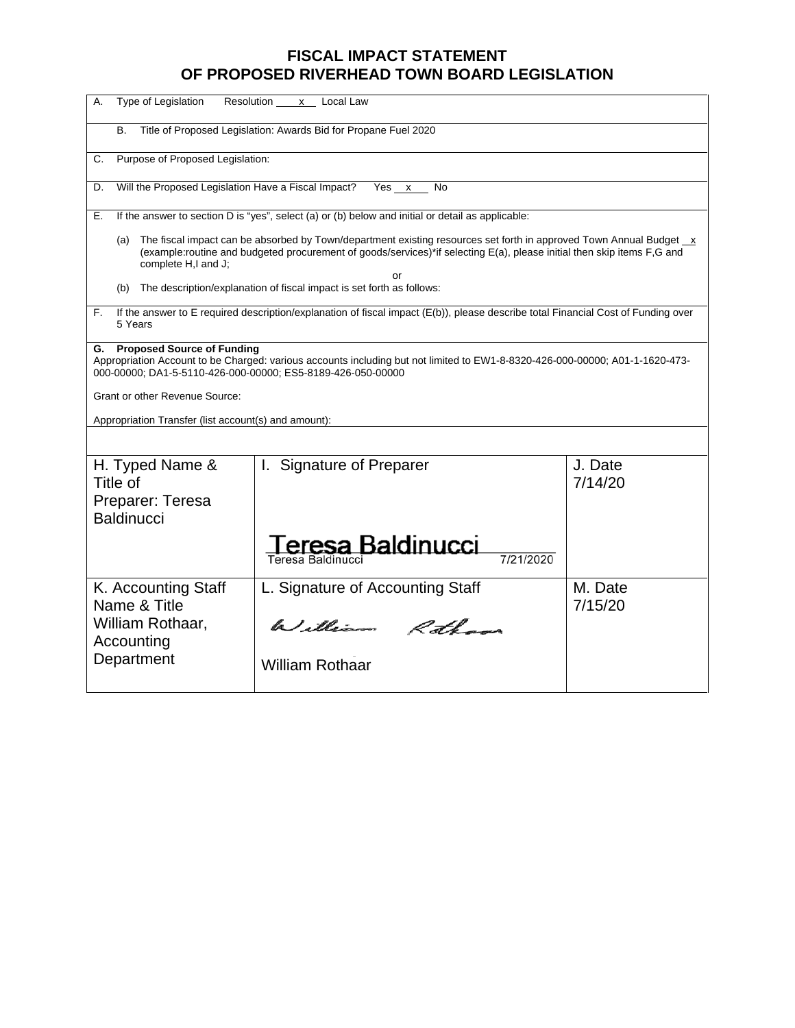# FISCAL IMPACT STATEMENT
# OF PROPOSED RIVERHEAD TOWN BOARD LEGISLATION

A. Type of Legislation Resolution \_\_x\_\_ Local Law

B. Title of Proposed Legislation: Awards Bid for Propane Fuel 2020

C. Purpose of Proposed Legislation:

D. Will the Proposed Legislation Have a Fiscal Impact? Yes \_\_x\_\_ No

E. If the answer to section D is "yes", select (a) or (b) below and initial or detail as applicable:

(a) The fiscal impact can be absorbed by Town/department existing resources set forth in approved Town Annual Budget \_\_x (example:routine and budgeted procurement of goods/services)*if selecting E(a), please initial then skip items F,G and complete H,I and J;

or

(b) The description/explanation of fiscal impact is set forth as follows:

F. If the answer to E required description/explanation of fiscal impact (E(b)), please describe total Financial Cost of Funding over 5 Years

**G. Proposed Source of Funding**
Appropriation Account to be Charged: various accounts including but not limited to EW1-8-8320-426-000-00000; A01-1-1620-473-000-00000; DA1-5-5110-426-000-00000; ES5-8189-426-050-00000

Grant or other Revenue Source:

Appropriation Transfer (list account(s) and amount):

| | | |
|---|---|---|
| H. Typed Name & Title of Preparer: Teresa Baldinucci | I. Signature of Preparer<br>Teresa Baldinucci<br>Teresa Baldinucci 7/21/2020 | J. Date<br>7/14/20 |
| K. Accounting Staff Name & Title<br>William Rothaar, Accounting Department | L. Signature of Accounting Staff<br>William Rothaar<br>William Rothaar | M. Date<br>7/15/20 |